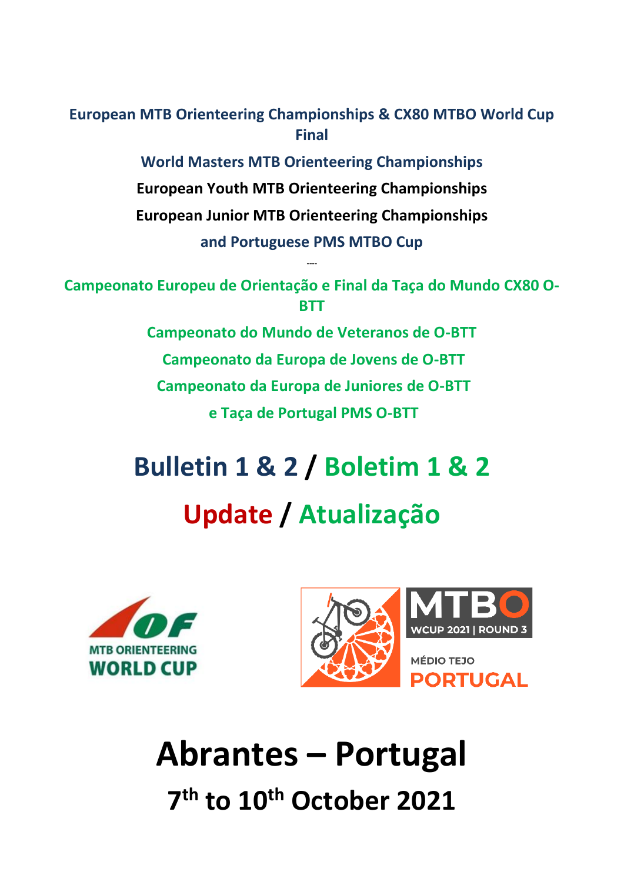**European MTB Orienteering Championships & CX80 MTBO World Cup Final**

**World Masters MTB Orienteering Championships**

**European Youth MTB Orienteering Championships**

**European Junior MTB Orienteering Championships**

**and Portuguese PMS MTBO Cup**

----

**Campeonato Europeu de Orientação e Final da Taça do Mundo CX80 O-BTT**

**Campeonato do Mundo de Veteranos de O-BTT**

**Campeonato da Europa de Jovens de O-BTT**

**Campeonato da Europa de Juniores de O-BTT**

**e Taça de Portugal PMS O-BTT**

# Bulletin 1 & 2 / Boletim 1 & 2

# Update / Atualização

# Abrantes – Portugal

## 7th to 10th October 2021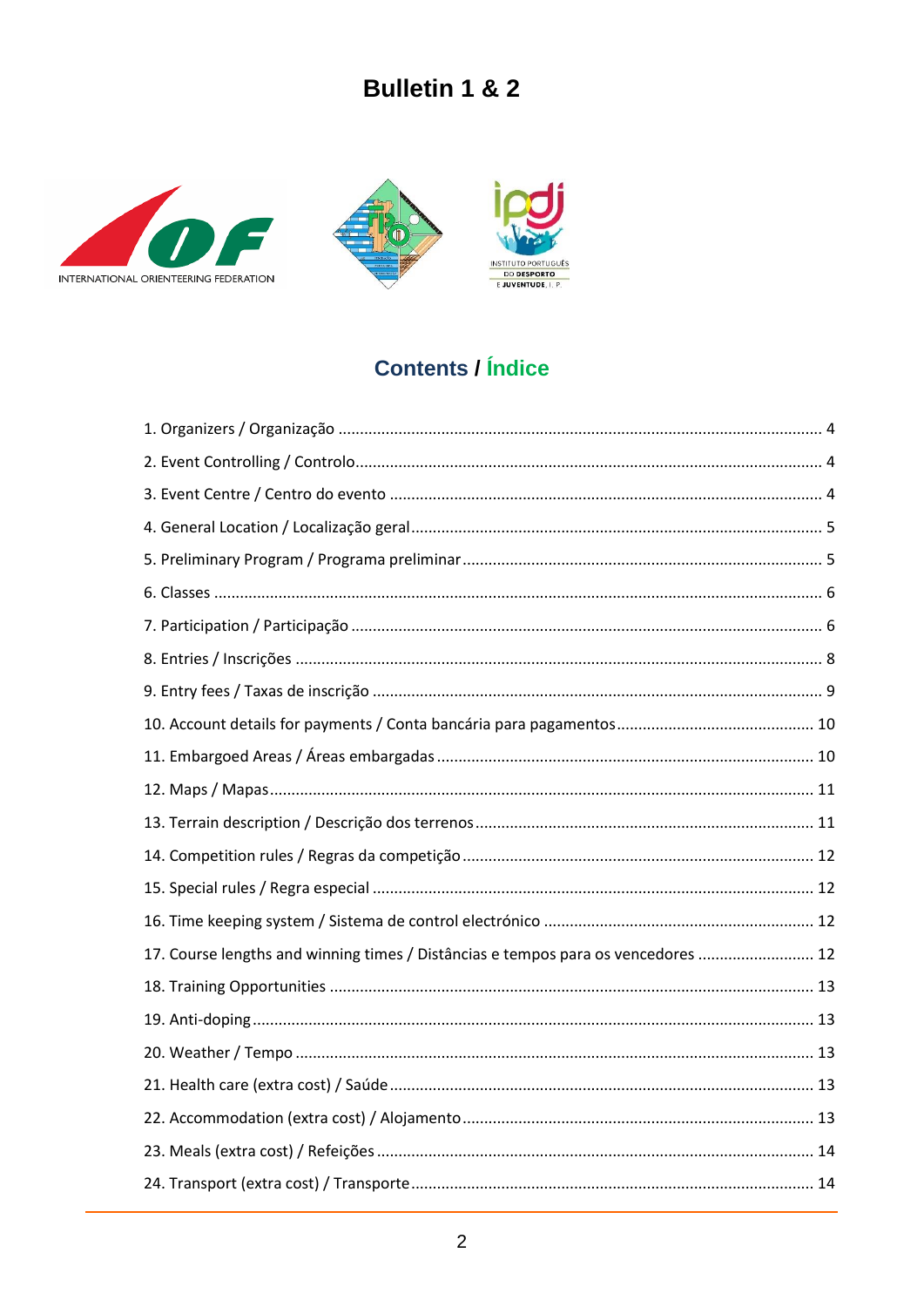# Bulletin 1 & 2

## Contents / Índice

1. Organizers / Organização .... 4
2. Event Controlling / Controlo .... 4
3. Event Centre / Centro do evento .... 4
4. General Location / Localização geral .... 5
5. Preliminary Program / Programa preliminar .... 5
6. Classes .... 6
7. Participation / Participação .... 6
8. Entries / Inscrições .... 8
9. Entry fees / Taxas de inscrição .... 9
10. Account details for payments / Conta bancária para pagamentos .... 10
11. Embargoed Areas / Áreas embargadas .... 10
12. Maps / Mapas .... 11
13. Terrain description / Descrição dos terrenos .... 11
14. Competition rules / Regras da competição .... 12
15. Special rules / Regra especial .... 12
16. Time keeping system / Sistema de control electrónico .... 12
17. Course lengths and winning times / Distâncias e tempos para os vencedores .... 12
18. Training Opportunities .... 13
19. Anti-doping .... 13
20. Weather / Tempo .... 13
21. Health care (extra cost) / Saúde .... 13
22. Accommodation (extra cost) / Alojamento .... 13
23. Meals (extra cost) / Refeições .... 14
24. Transport (extra cost) / Transporte .... 14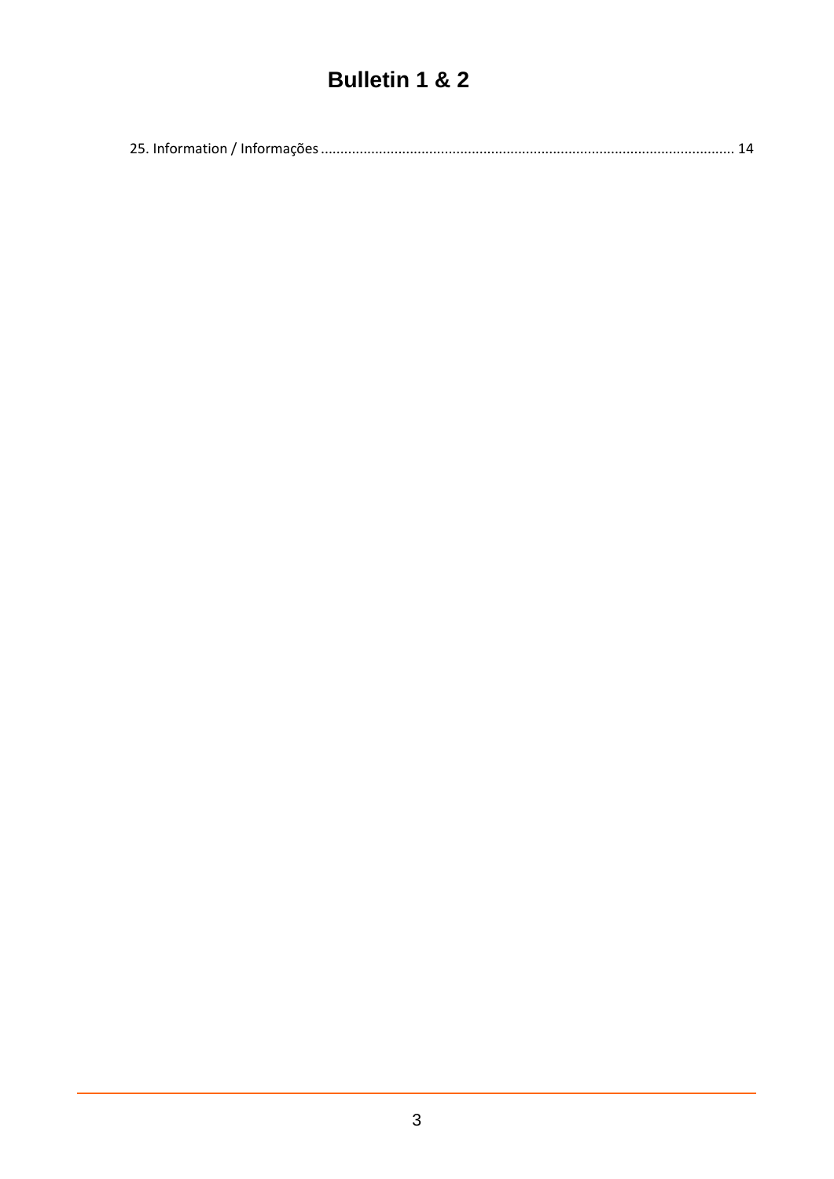# Bulletin 1 & 2

25. Information / Informações ............................................................................................................ 14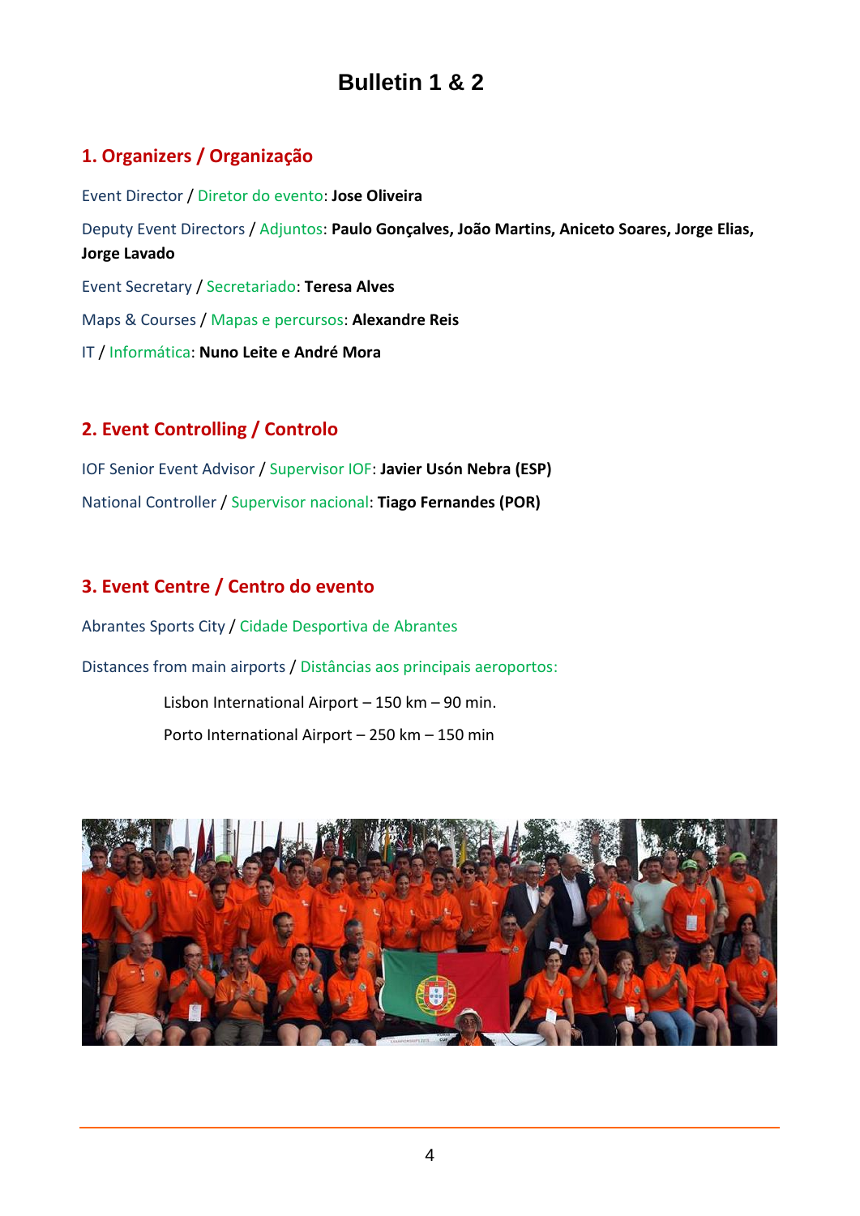# Bulletin 1 & 2

## 1. Organizers / Organização

Event Director / Diretor do evento: **Jose Oliveira**

Deputy Event Directors / Adjuntos: **Paulo Gonçalves, João Martins, Aniceto Soares, Jorge Elias, Jorge Lavado**

Event Secretary / Secretariado: **Teresa Alves**

Maps & Courses / Mapas e percursos: **Alexandre Reis**

IT / Informática: **Nuno Leite e André Mora**

## 2. Event Controlling / Controlo

IOF Senior Event Advisor / Supervisor IOF: **Javier Usón Nebra (ESP)**

National Controller / Supervisor nacional: **Tiago Fernandes (POR)**

## 3. Event Centre / Centro do evento

Abrantes Sports City / Cidade Desportiva de Abrantes

Distances from main airports / Distâncias aos principais aeroportos:

Lisbon International Airport – 150 km – 90 min.

Porto International Airport – 250 km – 150 min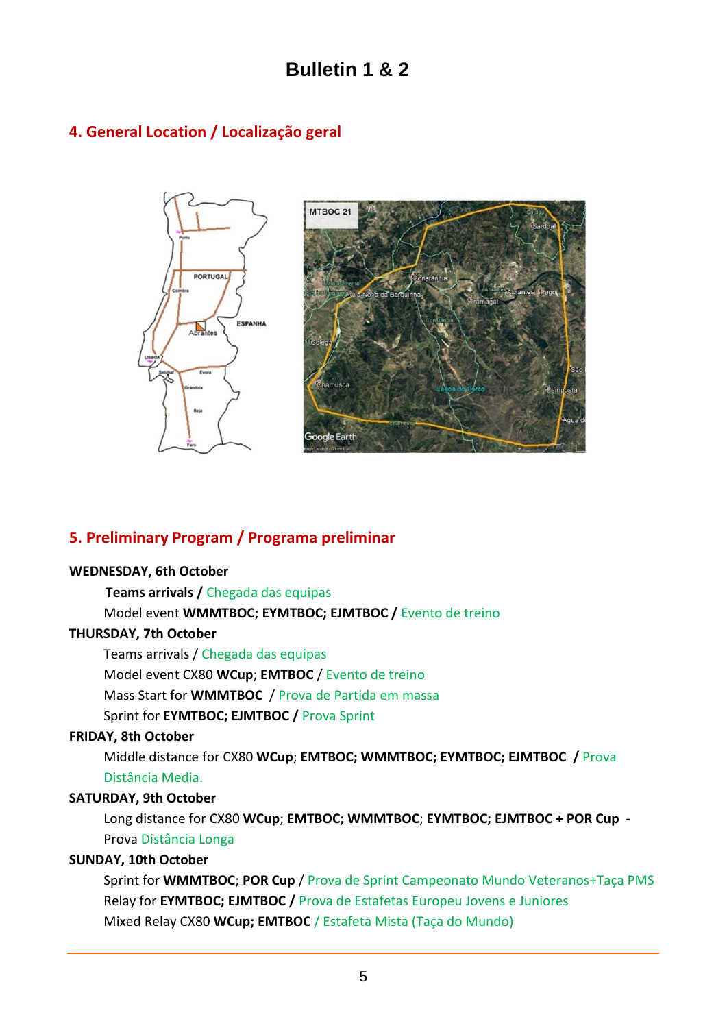# Bulletin 1 & 2

## 4. General Location / Localização geral

## 5. Preliminary Program / Programa preliminar

**WEDNESDAY, 6th October**

**Teams arrivals /** Chegada das equipas

Model event **WMMTBOC**; **EYMTBOC; EJMTBOC /** Evento de treino

**THURSDAY, 7th October**

Teams arrivals / Chegada das equipas

Model event CX80 **WCup**; **EMTBOC** / Evento de treino

Mass Start for **WMMTBOC** / Prova de Partida em massa

Sprint for **EYMTBOC; EJMTBOC /** Prova Sprint

**FRIDAY, 8th October**

Middle distance for CX80 **WCup**; **EMTBOC; WMMTBOC; EYMTBOC; EJMTBOC /** Prova Distância Media.

**SATURDAY, 9th October**

Long distance for CX80 **WCup**; **EMTBOC; WMMTBOC**; **EYMTBOC; EJMTBOC + POR Cup -** Prova Distância Longa

**SUNDAY, 10th October**

Sprint for **WMMTBOC**; **POR Cup** / Prova de Sprint Campeonato Mundo Veteranos+Taça PMS

Relay for **EYMTBOC; EJMTBOC /** Prova de Estafetas Europeu Jovens e Juniores

Mixed Relay CX80 **WCup; EMTBOC** / Estafeta Mista (Taça do Mundo)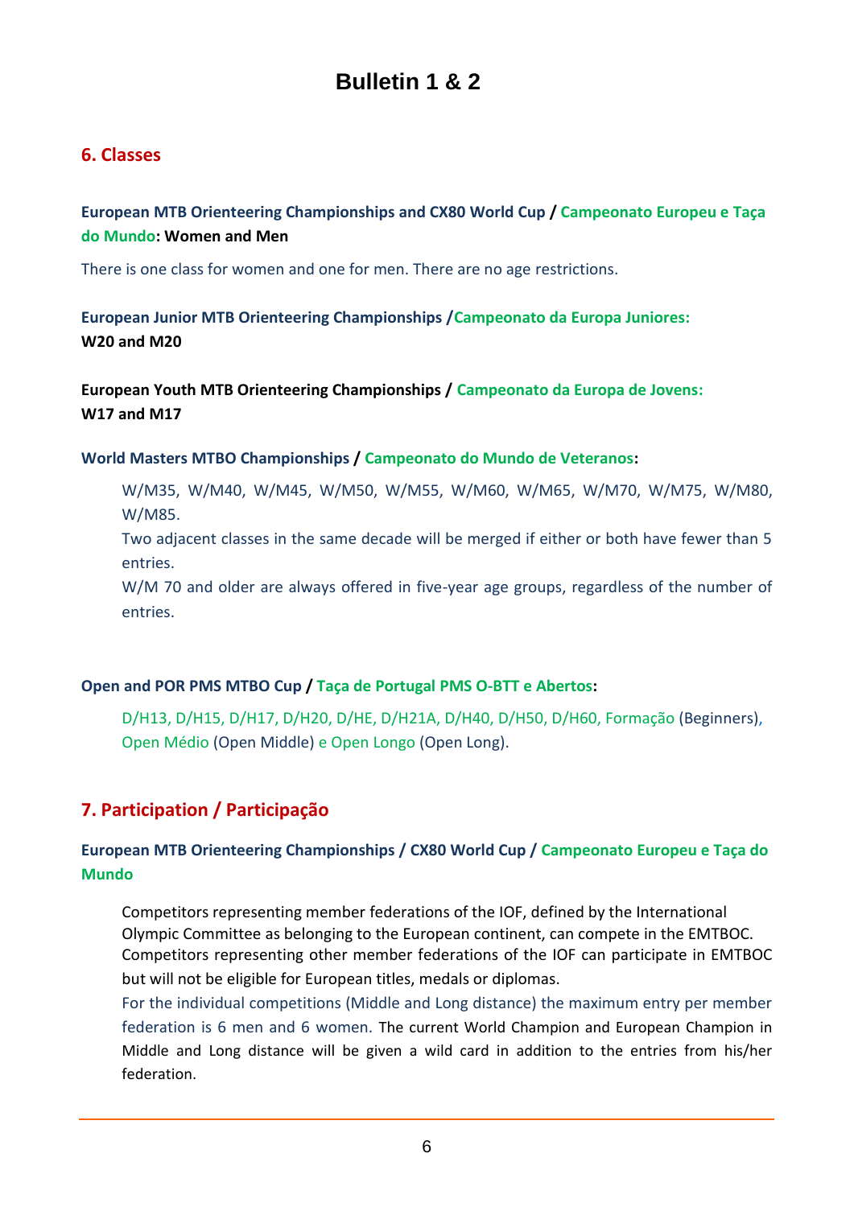# Bulletin 1 & 2

## 6. Classes

**European MTB Orienteering Championships and CX80 World Cup / Campeonato Europeu e Taça do Mundo: Women and Men**

There is one class for women and one for men. There are no age restrictions.

**European Junior MTB Orienteering Championships /Campeonato da Europa Juniores: W20 and M20**

**European Youth MTB Orienteering Championships / Campeonato da Europa de Jovens: W17 and M17**

**World Masters MTBO Championships / Campeonato do Mundo de Veteranos:**

W/M35, W/M40, W/M45, W/M50, W/M55, W/M60, W/M65, W/M70, W/M75, W/M80, W/M85.

Two adjacent classes in the same decade will be merged if either or both have fewer than 5 entries.

W/M 70 and older are always offered in five-year age groups, regardless of the number of entries.

**Open and POR PMS MTBO Cup / Taça de Portugal PMS O-BTT e Abertos:**

D/H13, D/H15, D/H17, D/H20, D/HE, D/H21A, D/H40, D/H50, D/H60, Formação (Beginners), Open Médio (Open Middle) e Open Longo (Open Long).

## 7. Participation / Participação

**European MTB Orienteering Championships / CX80 World Cup / Campeonato Europeu e Taça do Mundo**

Competitors representing member federations of the IOF, defined by the International Olympic Committee as belonging to the European continent, can compete in the EMTBOC. Competitors representing other member federations of the IOF can participate in EMTBOC but will not be eligible for European titles, medals or diplomas.

For the individual competitions (Middle and Long distance) the maximum entry per member federation is 6 men and 6 women. The current World Champion and European Champion in Middle and Long distance will be given a wild card in addition to the entries from his/her federation.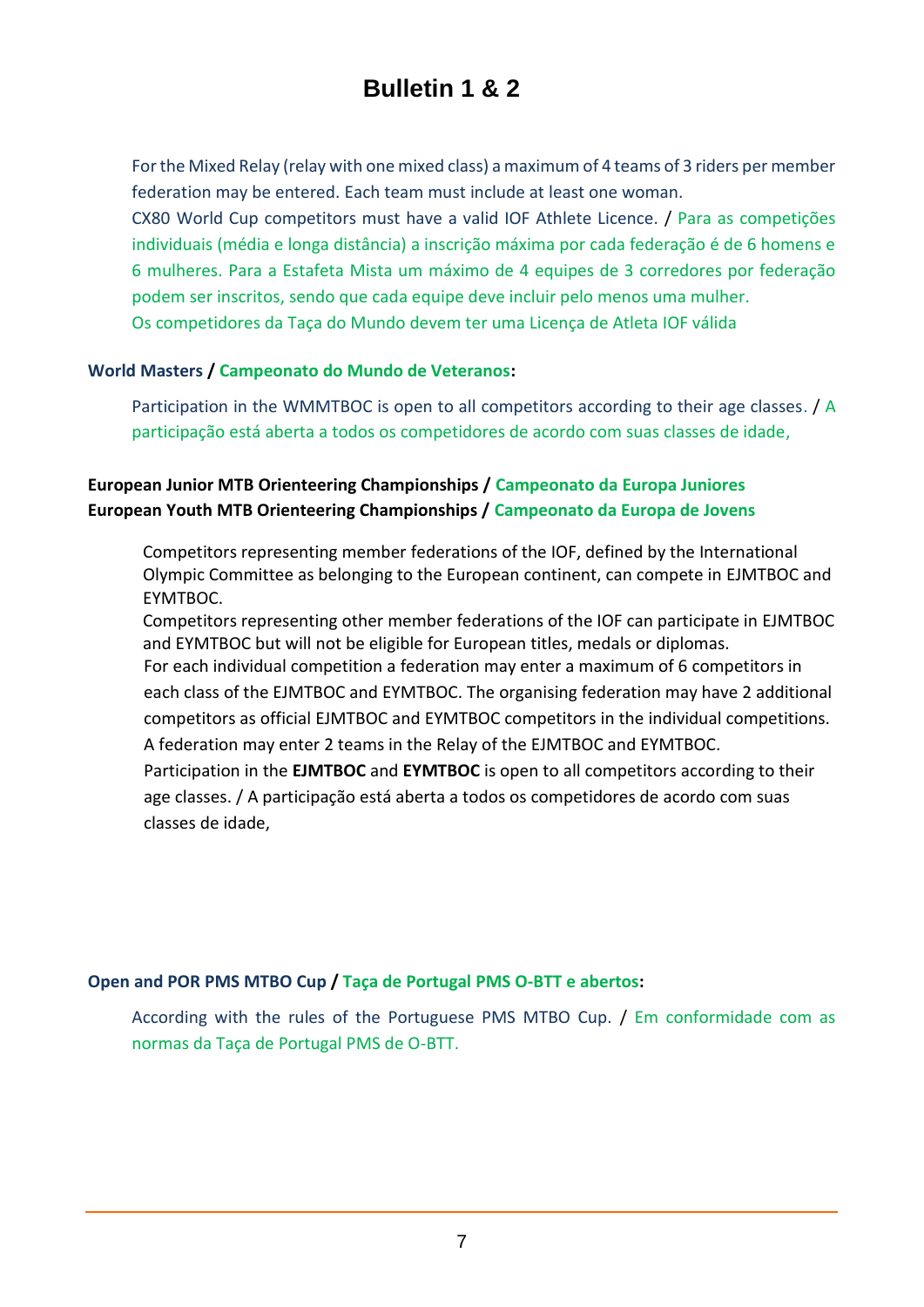# Bulletin 1 & 2

For the Mixed Relay (relay with one mixed class) a maximum of 4 teams of 3 riders per member federation may be entered. Each team must include at least one woman.
CX80 World Cup competitors must have a valid IOF Athlete Licence. / Para as competições individuais (média e longa distância) a inscrição máxima por cada federação é de 6 homens e 6 mulheres. Para a Estafeta Mista um máximo de 4 equipes de 3 corredores por federação podem ser inscritos, sendo que cada equipe deve incluir pelo menos uma mulher.
Os competidores da Taça do Mundo devem ter uma Licença de Atleta IOF válida

**World Masters / Campeonato do Mundo de Veteranos:**

Participation in the WMMTBOC is open to all competitors according to their age classes. / A participação está aberta a todos os competidores de acordo com suas classes de idade,

**European Junior MTB Orienteering Championships / Campeonato da Europa Juniores**
**European Youth MTB Orienteering Championships / Campeonato da Europa de Jovens**

Competitors representing member federations of the IOF, defined by the International Olympic Committee as belonging to the European continent, can compete in EJMTBOC and EYMTBOC.
Competitors representing other member federations of the IOF can participate in EJMTBOC and EYMTBOC but will not be eligible for European titles, medals or diplomas.
For each individual competition a federation may enter a maximum of 6 competitors in each class of the EJMTBOC and EYMTBOC. The organising federation may have 2 additional competitors as official EJMTBOC and EYMTBOC competitors in the individual competitions.
A federation may enter 2 teams in the Relay of the EJMTBOC and EYMTBOC.
Participation in the **EJMTBOC** and **EYMTBOC** is open to all competitors according to their age classes. / A participação está aberta a todos os competidores de acordo com suas classes de idade,

**Open and POR PMS MTBO Cup / Taça de Portugal PMS O-BTT e abertos:**

According with the rules of the Portuguese PMS MTBO Cup. / Em conformidade com as normas da Taça de Portugal PMS de O-BTT.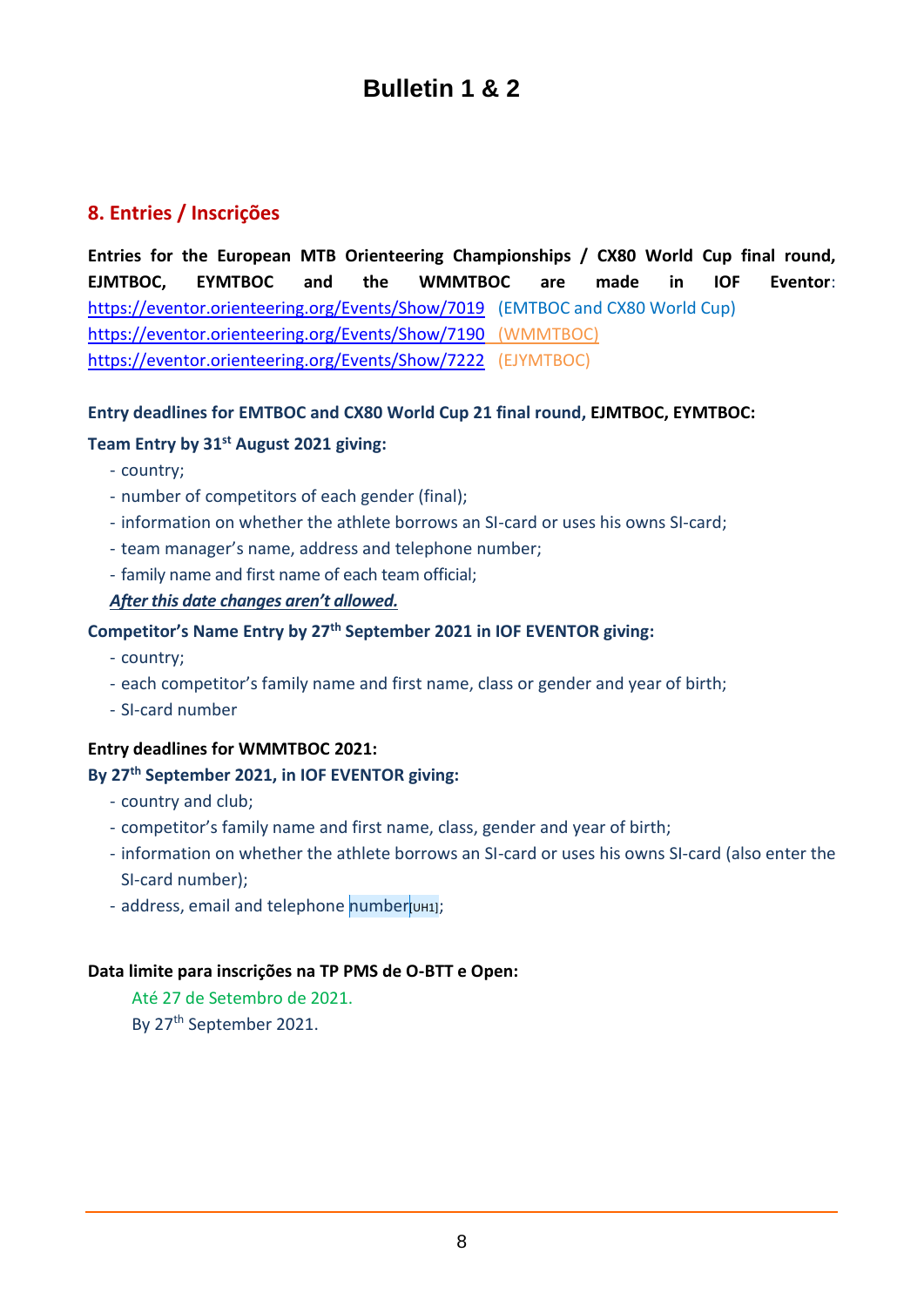# Bulletin 1 & 2

## 8. Entries / Inscrições

**Entries for the European MTB Orienteering Championships / CX80 World Cup final round, EJMTBOC, EYMTBOC and the WMMTBOC are made in IOF Eventor**:
https://eventor.orienteering.org/Events/Show/7019 (EMTBOC and CX80 World Cup)
https://eventor.orienteering.org/Events/Show/7190 (WMMTBOC)
https://eventor.orienteering.org/Events/Show/7222 (EJYMTBOC)

**Entry deadlines for EMTBOC and CX80 World Cup 21 final round, EJMTBOC, EYMTBOC:**

**Team Entry by 31st August 2021 giving:**

- country;
- number of competitors of each gender (final);
- information on whether the athlete borrows an SI-card or uses his owns SI-card;
- team manager's name, address and telephone number;
- family name and first name of each team official;

***After this date changes aren't allowed.***

**Competitor's Name Entry by 27th September 2021 in IOF EVENTOR giving:**

- country;
- each competitor's family name and first name, class or gender and year of birth;
- SI-card number

**Entry deadlines for WMMTBOC 2021:**

**By 27th September 2021, in IOF EVENTOR giving:**

- country and club;
- competitor's family name and first name, class, gender and year of birth;
- information on whether the athlete borrows an SI-card or uses his owns SI-card (also enter the SI-card number);
- address, email and telephone number[UH1];

**Data limite para inscrições na TP PMS de O-BTT e Open:**

Até 27 de Setembro de 2021.
By 27th September 2021.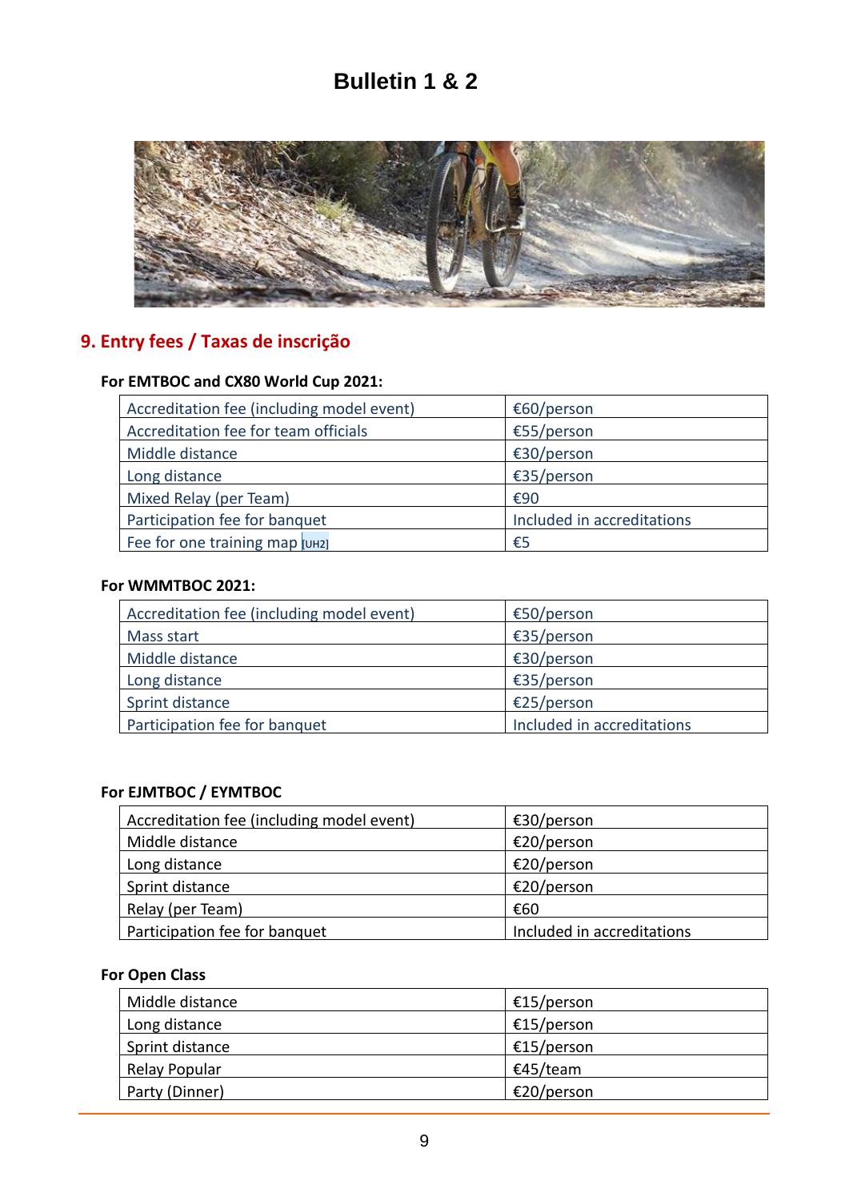# Bulletin 1 & 2

## 9. Entry fees / Taxas de inscrição

**For EMTBOC and CX80 World Cup 2021:**

| Accreditation fee (including model event) | €60/person |
|---|---|
| Accreditation fee for team officials | €55/person |
| Middle distance | €30/person |
| Long distance | €35/person |
| Mixed Relay (per Team) | €90 |
| Participation fee for banquet | Included in accreditations |
| Fee for one training map [UH2] | €5 |

**For WMMTBOC 2021:**

| Accreditation fee (including model event) | €50/person |
|---|---|
| Mass start | €35/person |
| Middle distance | €30/person |
| Long distance | €35/person |
| Sprint distance | €25/person |
| Participation fee for banquet | Included in accreditations |

**For EJMTBOC / EYMTBOC**

| Accreditation fee (including model event) | €30/person |
|---|---|
| Middle distance | €20/person |
| Long distance | €20/person |
| Sprint distance | €20/person |
| Relay (per Team) | €60 |
| Participation fee for banquet | Included in accreditations |

**For Open Class**

| Middle distance | €15/person |
|---|---|
| Long distance | €15/person |
| Sprint distance | €15/person |
| Relay Popular | €45/team |
| Party (Dinner) | €20/person |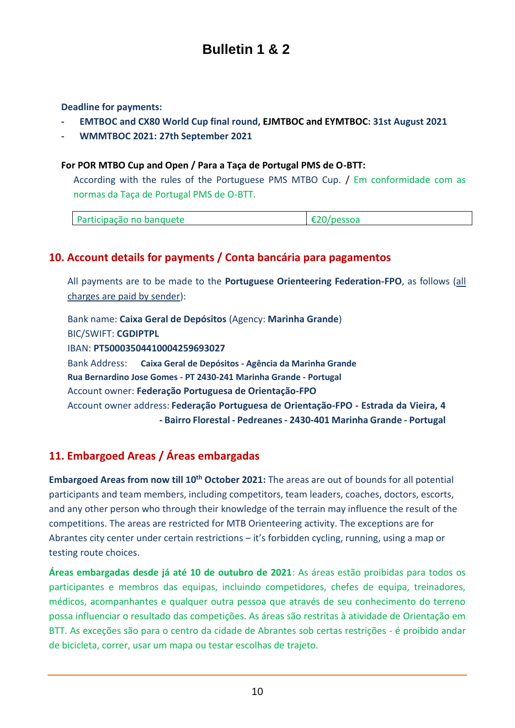# Bulletin 1 & 2

**Deadline for payments:**

- **EMTBOC and CX80 World Cup final round, EJMTBOC and EYMTBOC: 31st August 2021**
- **WMMTBOC 2021: 27th September 2021**

**For POR MTBO Cup and Open / Para a Taça de Portugal PMS de O-BTT:**

According with the rules of the Portuguese PMS MTBO Cup. / Em conformidade com as normas da Taça de Portugal PMS de O-BTT.

| Participação no banquete | €20/pessoa |
|---|---|

## 10. Account details for payments / Conta bancária para pagamentos

All payments are to be made to the **Portuguese Orienteering Federation-FPO**, as follows (all charges are paid by sender):

Bank name: **Caixa Geral de Depósitos** (Agency: **Marinha Grande**)
BIC/SWIFT: **CGDIPTPL**
IBAN: **PT50003504410004259693027**
Bank Address: **Caixa Geral de Depósitos - Agência da Marinha Grande Rua Bernardino Jose Gomes - PT 2430-241 Marinha Grande - Portugal**
Account owner: **Federação Portuguesa de Orientação-FPO**
Account owner address: **Federação Portuguesa de Orientação-FPO - Estrada da Vieira, 4 - Bairro Florestal - Pedreanes - 2430-401 Marinha Grande - Portugal**

## 11. Embargoed Areas / Áreas embargadas

**Embargoed Areas from now till 10th October 2021:** The areas are out of bounds for all potential participants and team members, including competitors, team leaders, coaches, doctors, escorts, and any other person who through their knowledge of the terrain may influence the result of the competitions. The areas are restricted for MTB Orienteering activity. The exceptions are for Abrantes city center under certain restrictions – it's forbidden cycling, running, using a map or testing route choices.

**Áreas embargadas desde já até 10 de outubro de 2021**: As áreas estão proibidas para todos os participantes e membros das equipas, incluindo competidores, chefes de equipa, treinadores, médicos, acompanhantes e qualquer outra pessoa que através de seu conhecimento do terreno possa influenciar o resultado das competições. As áreas são restritas à atividade de Orientação em BTT. As exceções são para o centro da cidade de Abrantes sob certas restrições - é proibido andar de bicicleta, correr, usar um mapa ou testar escolhas de trajeto.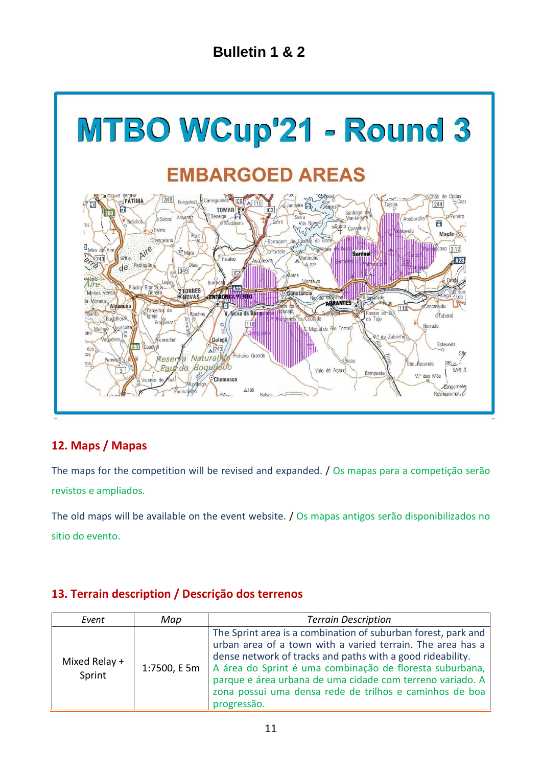## Bulletin 1 & 2

# MTBO WCup'21 - Round 3

## EMBARGOED AREAS

## 12. Maps / Mapas

The maps for the competition will be revised and expanded. / Os mapas para a competição serão revistos e ampliados.

The old maps will be available on the event website. / Os mapas antigos serão disponibilizados no sitio do evento.

## 13. Terrain description / Descrição dos terrenos

| *Event* | *Map* | *Terrain Description* |
|---|---|---|
| Mixed Relay + Sprint | 1:7500, E 5m | The Sprint area is a combination of suburban forest, park and urban area of a town with a varied terrain. The area has a dense network of tracks and paths with a good rideability. A área do Sprint é uma combinação de floresta suburbana, parque e área urbana de uma cidade com terreno variado. A zona possui uma densa rede de trilhos e caminhos de boa progressão. |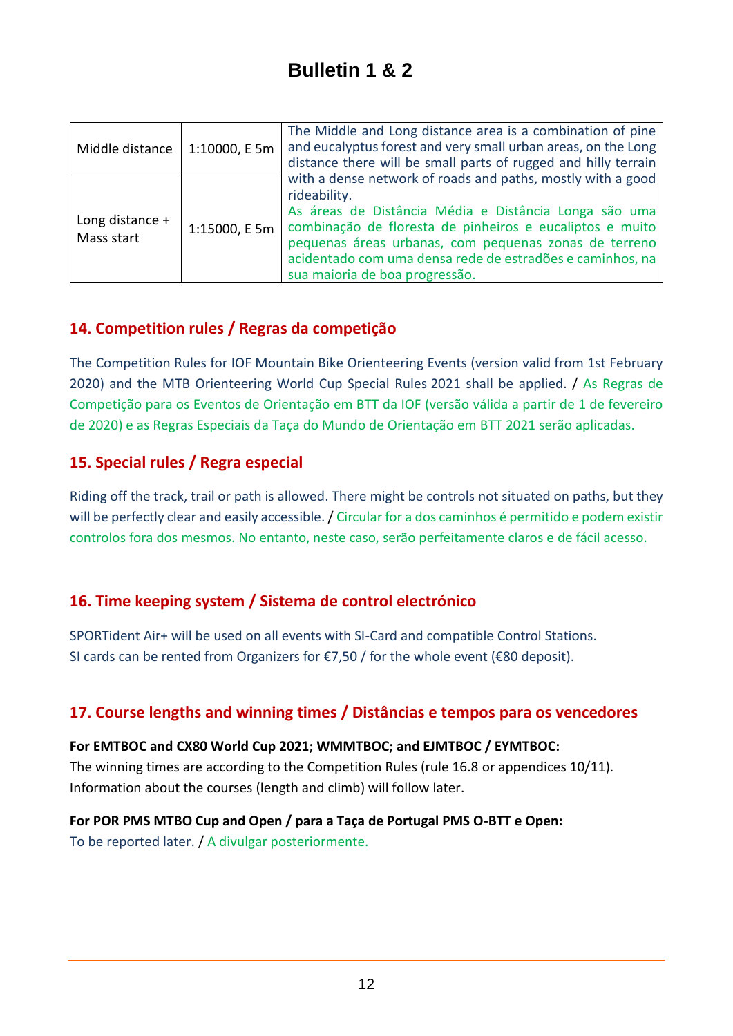# Bulletin 1 & 2

| | | |
|---|---|---|
| Middle distance | 1:10000, E 5m | The Middle and Long distance area is a combination of pine and eucalyptus forest and very small urban areas, on the Long distance there will be small parts of rugged and hilly terrain with a dense network of roads and paths, mostly with a good rideability. As áreas de Distância Média e Distância Longa são uma combinação de floresta de pinheiros e eucaliptos e muito pequenas áreas urbanas, com pequenas zonas de terreno acidentado com uma densa rede de estradões e caminhos, na sua maioria de boa progressão. |
| Long distance + Mass start | 1:15000, E 5m | |

## 14. Competition rules / Regras da competição

The Competition Rules for IOF Mountain Bike Orienteering Events (version valid from 1st February 2020) and the MTB Orienteering World Cup Special Rules 2021 shall be applied. / As Regras de Competição para os Eventos de Orientação em BTT da IOF (versão válida a partir de 1 de fevereiro de 2020) e as Regras Especiais da Taça do Mundo de Orientação em BTT 2021 serão aplicadas.

## 15. Special rules / Regra especial

Riding off the track, trail or path is allowed. There might be controls not situated on paths, but they will be perfectly clear and easily accessible. / Circular for a dos caminhos é permitido e podem existir controlos fora dos mesmos. No entanto, neste caso, serão perfeitamente claros e de fácil acesso.

## 16. Time keeping system / Sistema de control electrónico

SPORTident Air+ will be used on all events with SI-Card and compatible Control Stations.
SI cards can be rented from Organizers for €7,50 / for the whole event (€80 deposit).

## 17. Course lengths and winning times / Distâncias e tempos para os vencedores

**For EMTBOC and CX80 World Cup 2021; WMMTBOC; and EJMTBOC / EYMTBOC:**
The winning times are according to the Competition Rules (rule 16.8 or appendices 10/11).
Information about the courses (length and climb) will follow later.

**For POR PMS MTBO Cup and Open / para a Taça de Portugal PMS O-BTT e Open:**
To be reported later. / A divulgar posteriormente.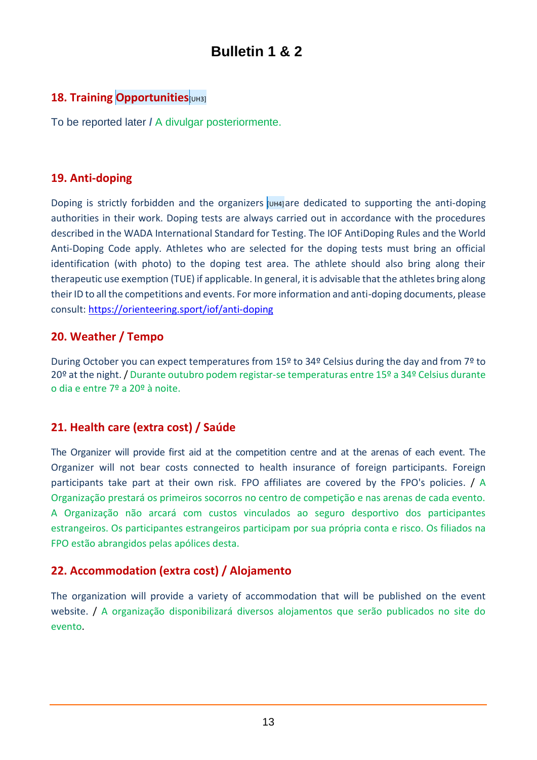# Bulletin 1 & 2

## 18. Training Opportunities[UH3]

To be reported later / A divulgar posteriormente.

## 19. Anti-doping

Doping is strictly forbidden and the organizers [UH4]are dedicated to supporting the anti-doping authorities in their work. Doping tests are always carried out in accordance with the procedures described in the WADA International Standard for Testing. The IOF AntiDoping Rules and the World Anti-Doping Code apply. Athletes who are selected for the doping tests must bring an official identification (with photo) to the doping test area. The athlete should also bring along their therapeutic use exemption (TUE) if applicable. In general, it is advisable that the athletes bring along their ID to all the competitions and events. For more information and anti-doping documents, please consult: https://orienteering.sport/iof/anti-doping

## 20. Weather / Tempo

During October you can expect temperatures from 15º to 34º Celsius during the day and from 7º to 20º at the night. / Durante outubro podem registar-se temperaturas entre 15º a 34º Celsius durante o dia e entre 7º a 20º à noite.

## 21. Health care (extra cost) / Saúde

The Organizer will provide first aid at the competition centre and at the arenas of each event. The Organizer will not bear costs connected to health insurance of foreign participants. Foreign participants take part at their own risk. FPO affiliates are covered by the FPO's policies. / A Organização prestará os primeiros socorros no centro de competição e nas arenas de cada evento. A Organização não arcará com custos vinculados ao seguro desportivo dos participantes estrangeiros. Os participantes estrangeiros participam por sua própria conta e risco. Os filiados na FPO estão abrangidos pelas apólices desta.

## 22. Accommodation (extra cost) / Alojamento

The organization will provide a variety of accommodation that will be published on the event website. / A organização disponibilizará diversos alojamentos que serão publicados no site do evento.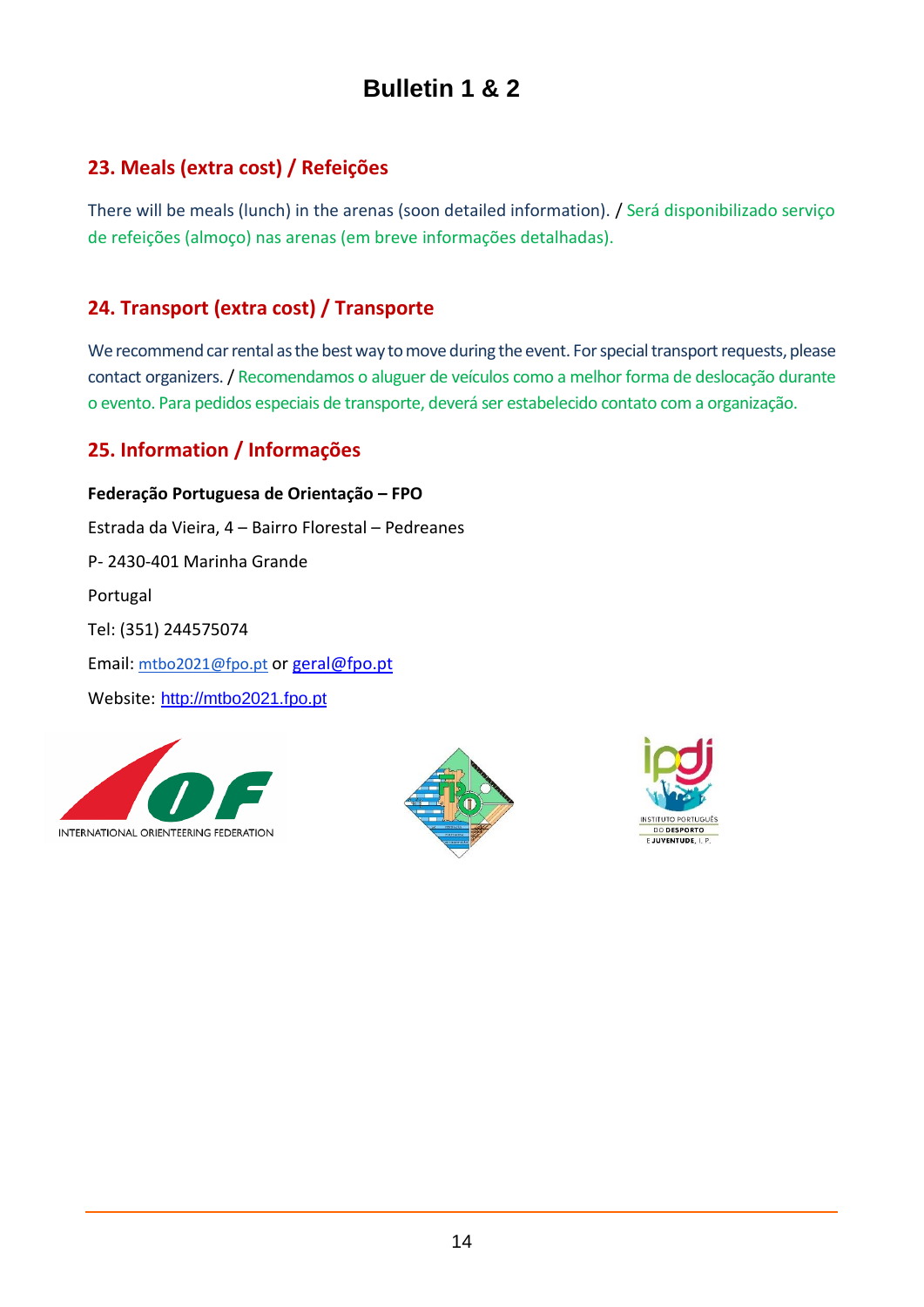# Bulletin 1 & 2

## 23. Meals (extra cost) / Refeições

There will be meals (lunch) in the arenas (soon detailed information). / Será disponibilizado serviço de refeições (almoço) nas arenas (em breve informações detalhadas).

## 24. Transport (extra cost) / Transporte

We recommend car rental as the best way to move during the event. For special transport requests, please contact organizers. / Recomendamos o aluguer de veículos como a melhor forma de deslocação durante o evento. Para pedidos especiais de transporte, deverá ser estabelecido contato com a organização.

## 25. Information / Informações

**Federação Portuguesa de Orientação – FPO**

Estrada da Vieira, 4 – Bairro Florestal – Pedreanes

P- 2430-401 Marinha Grande

Portugal

Tel: (351) 244575074

Email: mtbo2021@fpo.pt or geral@fpo.pt

Website: http://mtbo2021.fpo.pt

INTERNATIONAL ORIENTEERING FEDERATION

INSTITUTO PORTUGUÊS DO DESPORTO E JUVENTUDE, I. P.